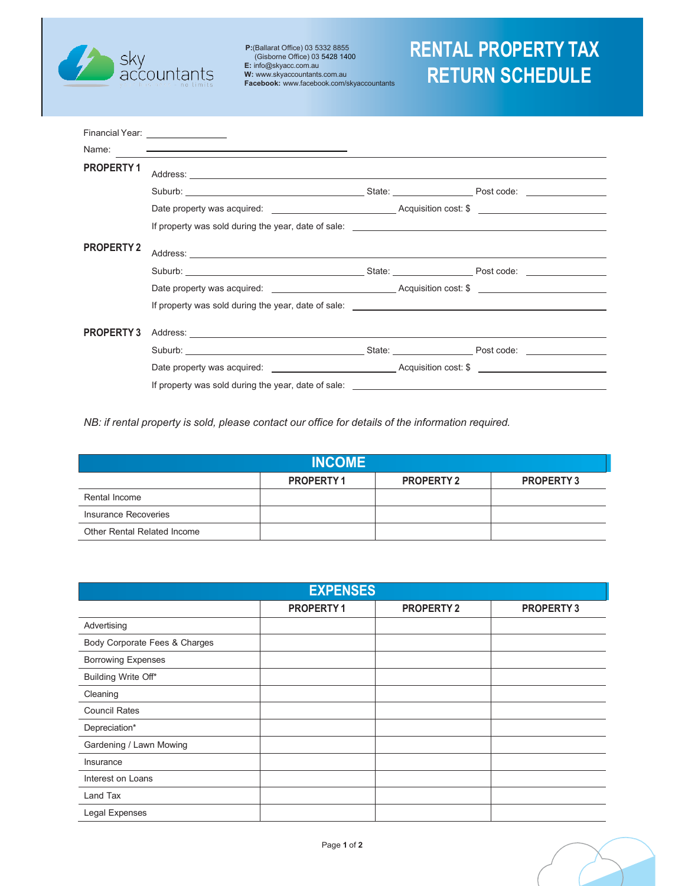sky accountants

**P:** (Ballarat Office) 03 5332 8855
(Gisborne Office) 03 5428 1400
**E:** info@skyacc.com.au
**W:** www.skyaccountants.com.au
**Facebook:** www.facebook.com/skyaccountants

# RENTAL PROPERTY TAX RETURN SCHEDULE

Financial Year: ______________

Name: ______________________________

## PROPERTY 1

Address: ______________________________

Suburb: ______________ State: ______________ Post code: ______________

Date property was acquired: ______________ Acquisition cost: $ ______________

If property was sold during the year, date of sale: ______________

## PROPERTY 2

Address: ______________________________

Suburb: ______________ State: ______________ Post code: ______________

Date property was acquired: ______________ Acquisition cost: $ ______________

If property was sold during the year, date of sale: ______________

## PROPERTY 3

Address: ______________________________

Suburb: ______________ State: ______________ Post code: ______________

Date property was acquired: ______________ Acquisition cost: $ ______________

If property was sold during the year, date of sale: ______________

*NB: if rental property is sold, please contact our office for details of the information required.*

## INCOME

| | PROPERTY 1 | PROPERTY 2 | PROPERTY 3 |
|---|---|---|---|
| Rental Income | | | |
| Insurance Recoveries | | | |
| Other Rental Related Income | | | |

## EXPENSES

| | PROPERTY 1 | PROPERTY 2 | PROPERTY 3 |
|---|---|---|---|
| Advertising | | | |
| Body Corporate Fees & Charges | | | |
| Borrowing Expenses | | | |
| Building Write Off* | | | |
| Cleaning | | | |
| Council Rates | | | |
| Depreciation* | | | |
| Gardening / Lawn Mowing | | | |
| Insurance | | | |
| Interest on Loans | | | |
| Land Tax | | | |
| Legal Expenses | | | |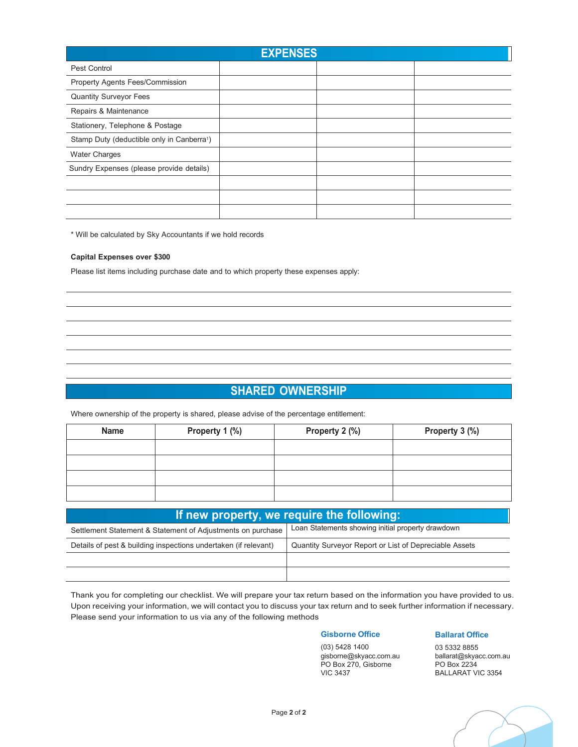## EXPENSES

| | | | |
|---|---|---|---|
| Pest Control | | | |
| Property Agents Fees/Commission | | | |
| Quantity Surveyor Fees | | | |
| Repairs & Maintenance | | | |
| Stationery, Telephone & Postage | | | |
| Stamp Duty (deductible only in Canberra[1]) | | | |
| Water Charges | | | |
| Sundry Expenses (please provide details) | | | |
| | | | |
| | | | |
| | | | |

* Will be calculated by Sky Accountants if we hold records

**Capital Expenses over $300**

Please list items including purchase date and to which property these expenses apply:

## SHARED OWNERSHIP

Where ownership of the property is shared, please advise of the percentage entitlement:

| Name | Property 1 (%) | Property 2 (%) | Property 3 (%) |
|---|---|---|---|
| | | | |
| | | | |
| | | | |
| | | | |

## If new property, we require the following:

| | |
|---|---|
| Settlement Statement & Statement of Adjustments on purchase | Loan Statements showing initial property drawdown |
| Details of pest & building inspections undertaken (if relevant) | Quantity Surveyor Report or List of Depreciable Assets |
| | |
| | |

Thank you for completing our checklist. We will prepare your tax return based on the information you have provided to us. Upon receiving your information, we will contact you to discuss your tax return and to seek further information if necessary. Please send your information to us via any of the following methods

**Gisborne Office**
(03) 5428 1400
gisborne@skyacc.com.au
PO Box 270, Gisborne
VIC 3437

**Ballarat Office**
03 5332 8855
ballarat@skyacc.com.au
PO Box 2234
BALLARAT VIC 3354